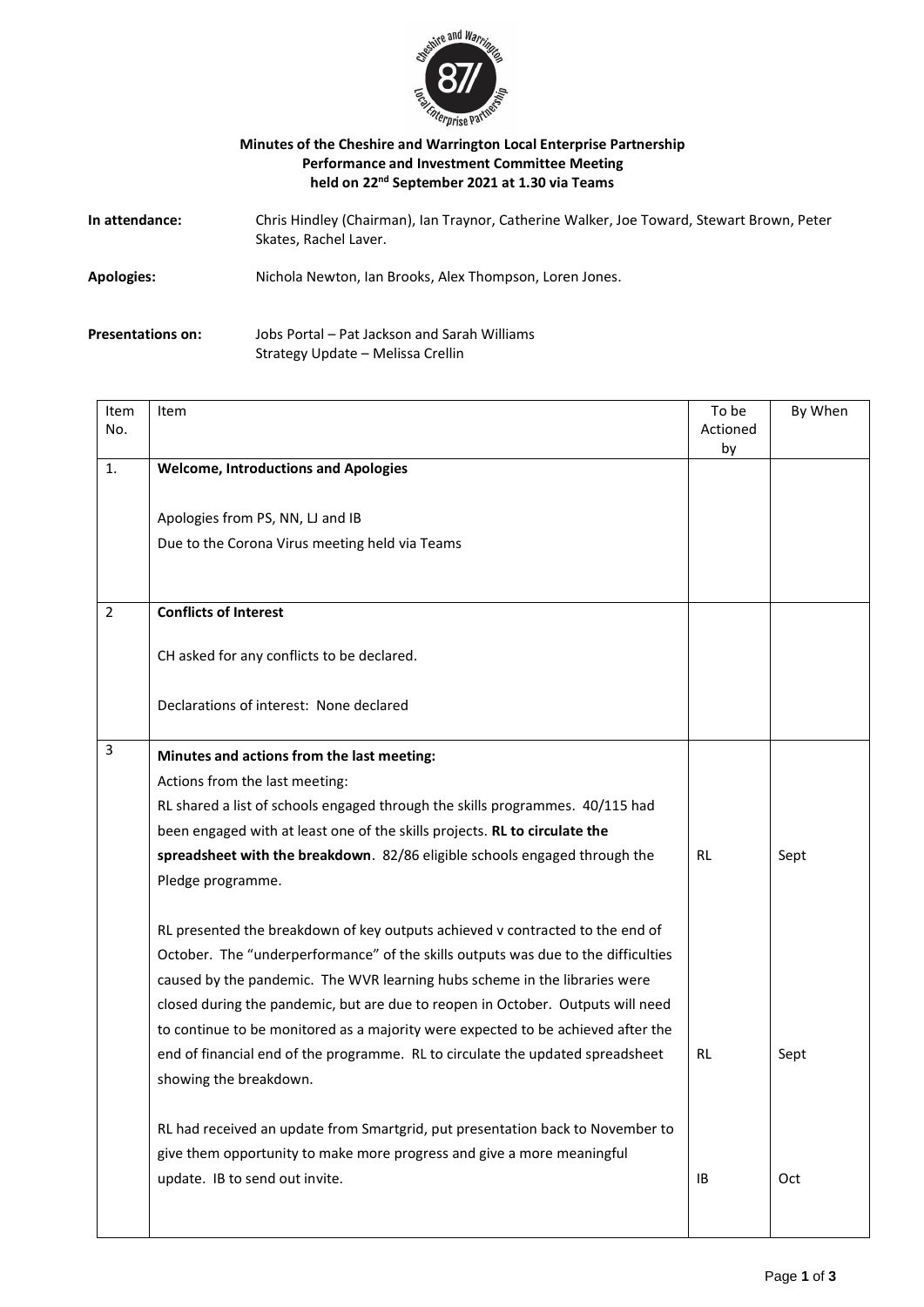**Minutes of the Cheshire and Warrington Local Enterprise Partnership**
**Performance and Investment Committee Meeting**
**held on 22nd September 2021 at 1.30 via Teams**

**In attendance:** Chris Hindley (Chairman), Ian Traynor, Catherine Walker, Joe Toward, Stewart Brown, Peter Skates, Rachel Laver.

**Apologies:** Nichola Newton, Ian Brooks, Alex Thompson, Loren Jones.

**Presentations on:** Jobs Portal – Pat Jackson and Sarah Williams
Strategy Update – Melissa Crellin

| Item No. | Item | To be Actioned by | By When |
|---|---|---|---|
| 1. | **Welcome, Introductions and Apologies**<br><br>Apologies from PS, NN, LJ and IB<br>Due to the Corona Virus meeting held via Teams | | |
| 2 | **Conflicts of Interest**<br><br>CH asked for any conflicts to be declared.<br><br>Declarations of interest: None declared | | |
| 3 | **Minutes and actions from the last meeting:**<br>Actions from the last meeting:<br>RL shared a list of schools engaged through the skills programmes. 40/115 had been engaged with at least one of the skills projects. **RL to circulate the spreadsheet with the breakdown**. 82/86 eligible schools engaged through the Pledge programme. | RL | Sept |
| | RL presented the breakdown of key outputs achieved v contracted to the end of October. The "underperformance" of the skills outputs was due to the difficulties caused by the pandemic. The WVR learning hubs scheme in the libraries were closed during the pandemic, but are due to reopen in October. Outputs will need to continue to be monitored as a majority were expected to be achieved after the end of financial end of the programme. RL to circulate the updated spreadsheet showing the breakdown. | RL | Sept |
| | RL had received an update from Smartgrid, put presentation back to November to give them opportunity to make more progress and give a more meaningful update. IB to send out invite. | IB | Oct |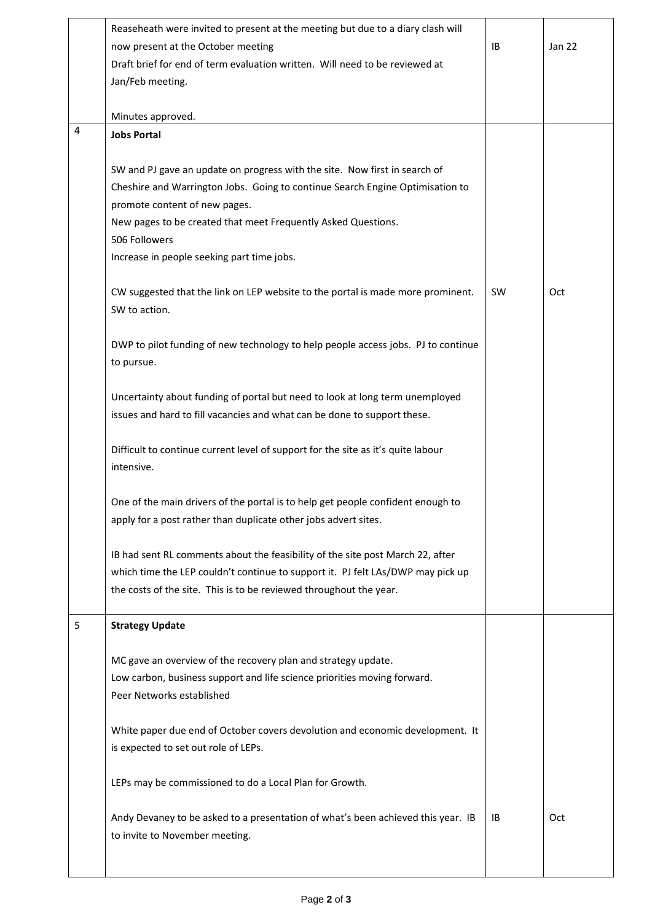|  |  |  |  |
|---|---|---|---|
|  | Reaseheath were invited to present at the meeting but due to a diary clash will now present at the October meeting<br>Draft brief for end of term evaluation written. Will need to be reviewed at Jan/Feb meeting.<br><br>Minutes approved. | IB | Jan 22 |
| 4 | **Jobs Portal**<br><br>SW and PJ gave an update on progress with the site. Now first in search of Cheshire and Warrington Jobs. Going to continue Search Engine Optimisation to promote content of new pages.<br>New pages to be created that meet Frequently Asked Questions.<br>506 Followers<br>Increase in people seeking part time jobs.<br><br>CW suggested that the link on LEP website to the portal is made more prominent. SW to action.<br><br>DWP to pilot funding of new technology to help people access jobs. PJ to continue to pursue.<br><br>Uncertainty about funding of portal but need to look at long term unemployed issues and hard to fill vacancies and what can be done to support these.<br><br>Difficult to continue current level of support for the site as it's quite labour intensive.<br><br>One of the main drivers of the portal is to help get people confident enough to apply for a post rather than duplicate other jobs advert sites.<br><br>IB had sent RL comments about the feasibility of the site post March 22, after which time the LEP couldn't continue to support it. PJ felt LAs/DWP may pick up the costs of the site. This is to be reviewed throughout the year. | SW | Oct |
| 5 | **Strategy Update**<br><br>MC gave an overview of the recovery plan and strategy update.<br>Low carbon, business support and life science priorities moving forward.<br>Peer Networks established<br><br>White paper due end of October covers devolution and economic development. It is expected to set out role of LEPs.<br><br>LEPs may be commissioned to do a Local Plan for Growth.<br><br>Andy Devaney to be asked to a presentation of what's been achieved this year. IB to invite to November meeting. | IB | Oct |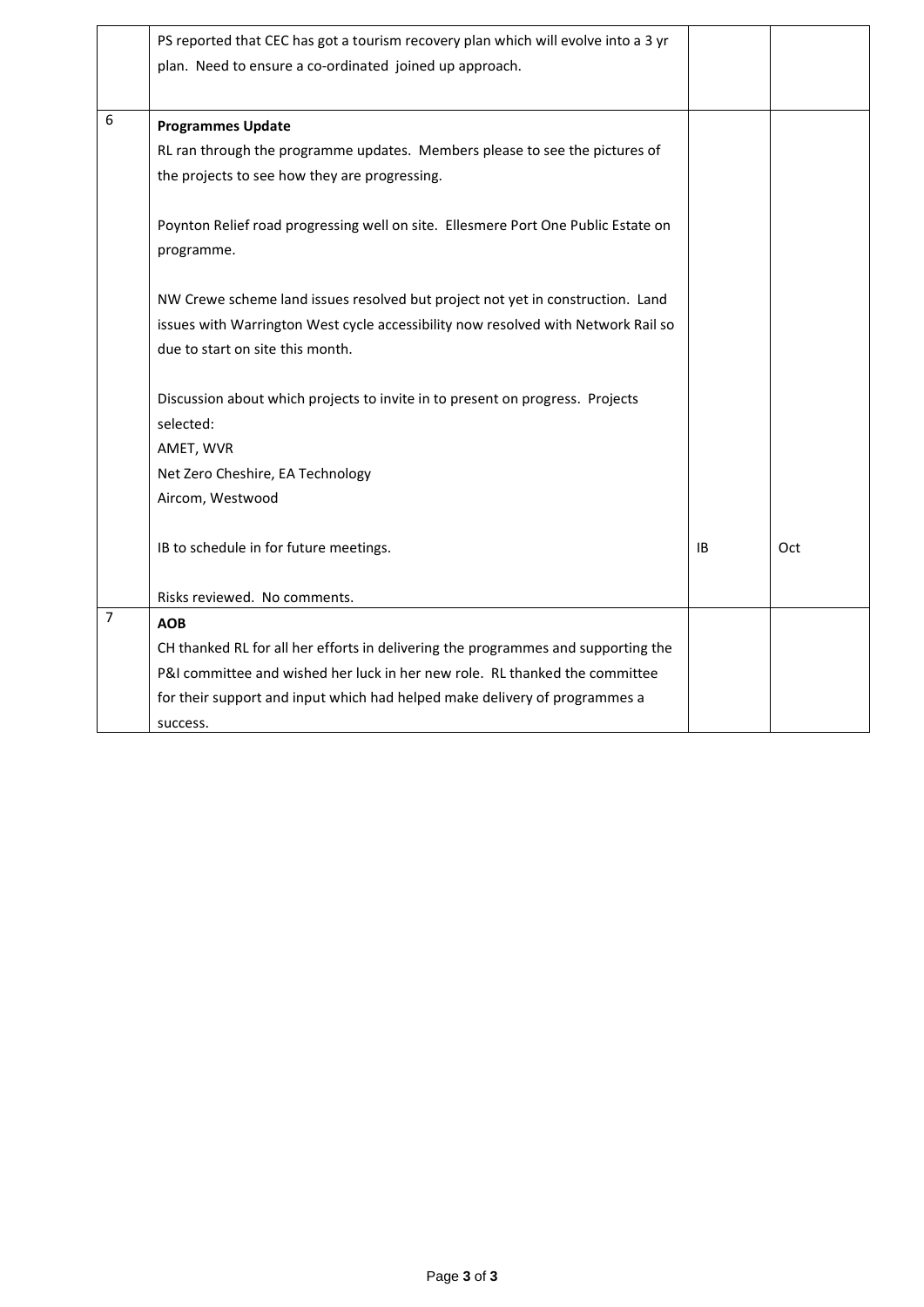| | | | |
|---|---|---|---|
| | PS reported that CEC has got a tourism recovery plan which will evolve into a 3 yr plan. Need to ensure a co-ordinated joined up approach. | | |
| 6 | **Programmes Update**<br>RL ran through the programme updates. Members please to see the pictures of the projects to see how they are progressing.<br><br>Poynton Relief road progressing well on site. Ellesmere Port One Public Estate on programme.<br><br>NW Crewe scheme land issues resolved but project not yet in construction. Land issues with Warrington West cycle accessibility now resolved with Network Rail so due to start on site this month.<br><br>Discussion about which projects to invite in to present on progress. Projects selected:<br>AMET, WVR<br>Net Zero Cheshire, EA Technology<br>Aircom, Westwood<br><br>IB to schedule in for future meetings.<br><br>Risks reviewed. No comments. | IB | Oct |
| 7 | **AOB**<br>CH thanked RL for all her efforts in delivering the programmes and supporting the P&I committee and wished her luck in her new role. RL thanked the committee for their support and input which had helped make delivery of programmes a success. | | |